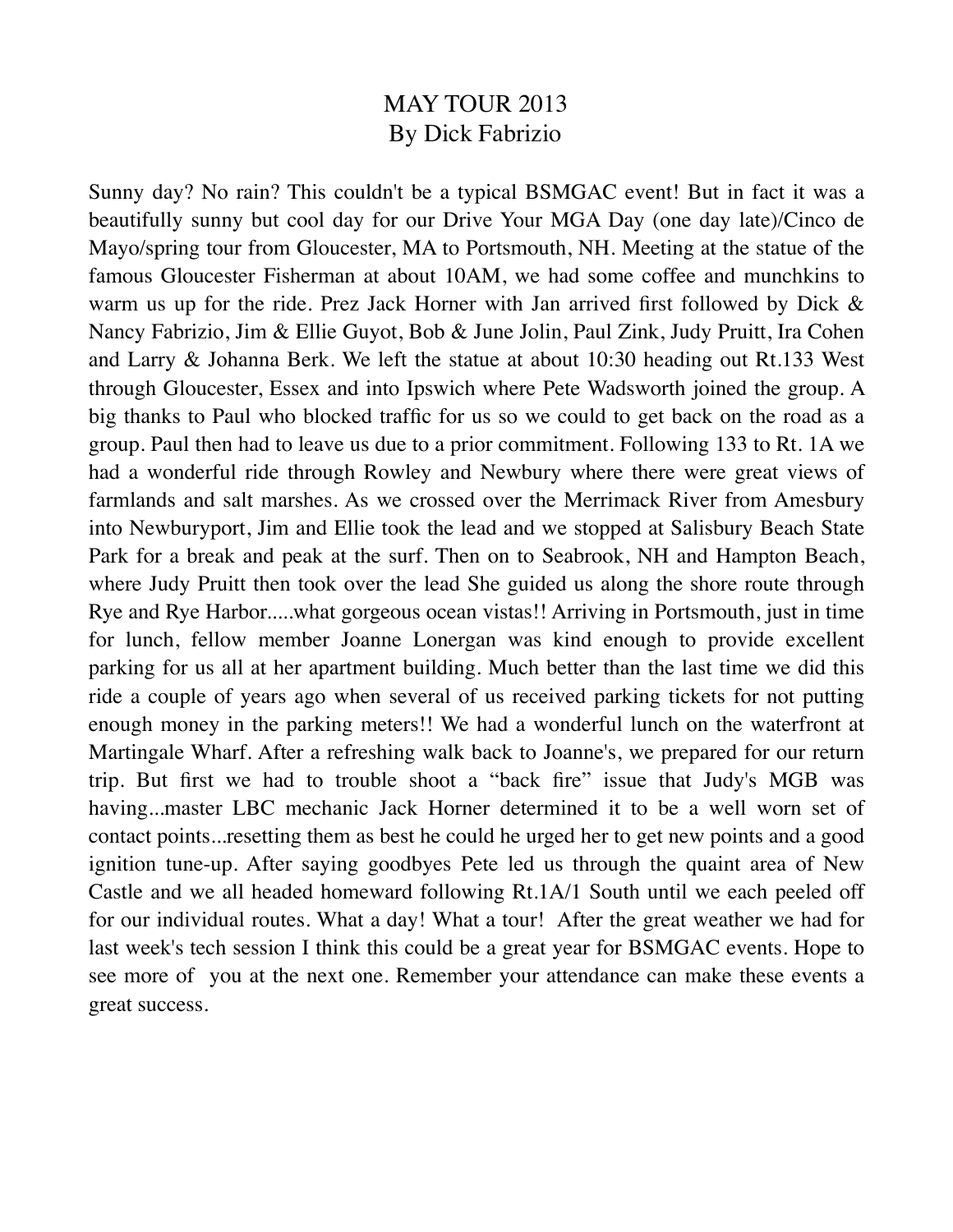# MAY TOUR 2013
## By Dick Fabrizio

Sunny day? No rain? This couldn't be a typical BSMGAC event! But in fact it was a beautifully sunny but cool day for our Drive Your MGA Day (one day late)/Cinco de Mayo/spring tour from Gloucester, MA to Portsmouth, NH. Meeting at the statue of the famous Gloucester Fisherman at about 10AM, we had some coffee and munchkins to warm us up for the ride. Prez Jack Horner with Jan arrived first followed by Dick & Nancy Fabrizio, Jim & Ellie Guyot, Bob & June Jolin, Paul Zink, Judy Pruitt, Ira Cohen and Larry & Johanna Berk. We left the statue at about 10:30 heading out Rt.133 West through Gloucester, Essex and into Ipswich where Pete Wadsworth joined the group. A big thanks to Paul who blocked traffic for us so we could to get back on the road as a group. Paul then had to leave us due to a prior commitment. Following 133 to Rt. 1A we had a wonderful ride through Rowley and Newbury where there were great views of farmlands and salt marshes. As we crossed over the Merrimack River from Amesbury into Newburyport, Jim and Ellie took the lead and we stopped at Salisbury Beach State Park for a break and peak at the surf. Then on to Seabrook, NH and Hampton Beach, where Judy Pruitt then took over the lead She guided us along the shore route through Rye and Rye Harbor.....what gorgeous ocean vistas!! Arriving in Portsmouth, just in time for lunch, fellow member Joanne Lonergan was kind enough to provide excellent parking for us all at her apartment building. Much better than the last time we did this ride a couple of years ago when several of us received parking tickets for not putting enough money in the parking meters!! We had a wonderful lunch on the waterfront at Martingale Wharf. After a refreshing walk back to Joanne's, we prepared for our return trip. But first we had to trouble shoot a "back fire" issue that Judy's MGB was having...master LBC mechanic Jack Horner determined it to be a well worn set of contact points...resetting them as best he could he urged her to get new points and a good ignition tune-up. After saying goodbyes Pete led us through the quaint area of New Castle and we all headed homeward following Rt.1A/1 South until we each peeled off for our individual routes. What a day! What a tour! After the great weather we had for last week's tech session I think this could be a great year for BSMGAC events. Hope to see more of you at the next one. Remember your attendance can make these events a great success.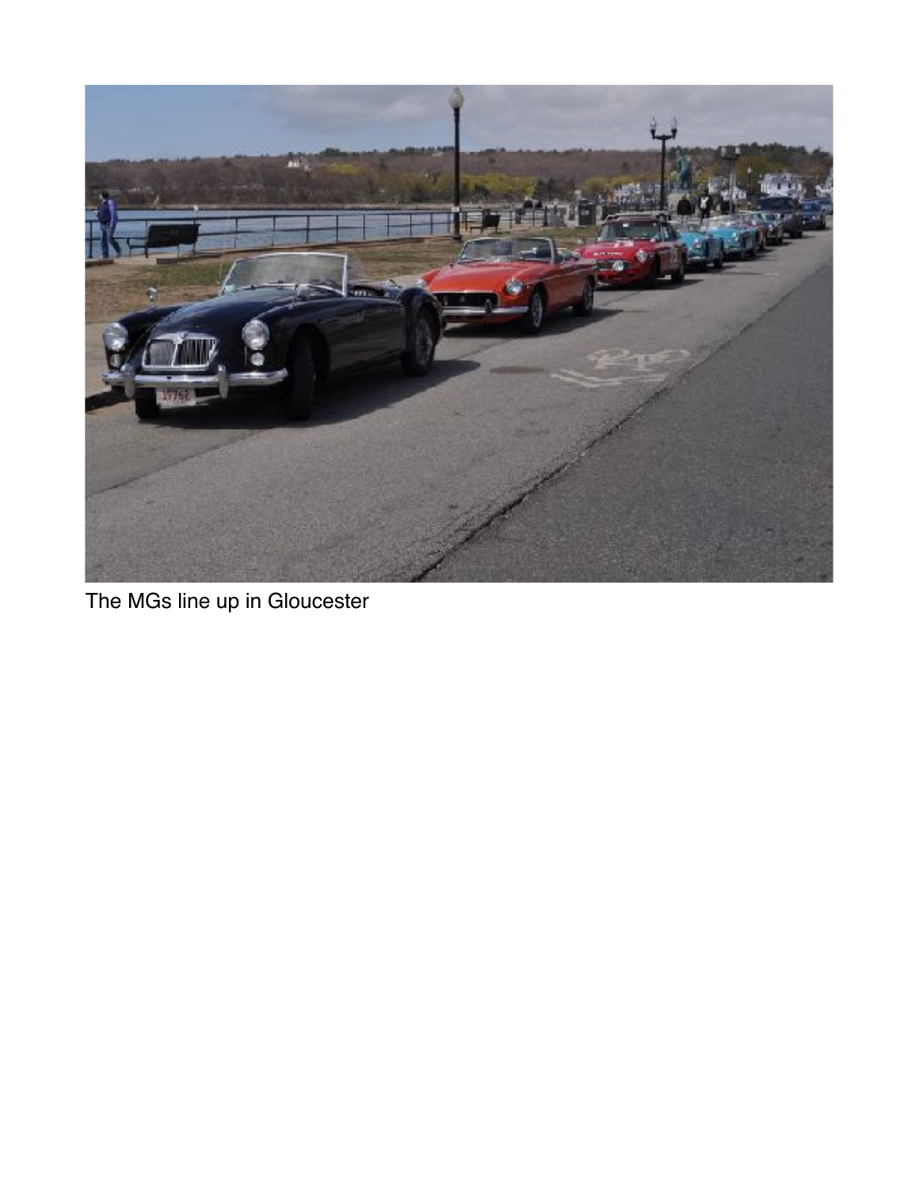The MGs line up in Gloucester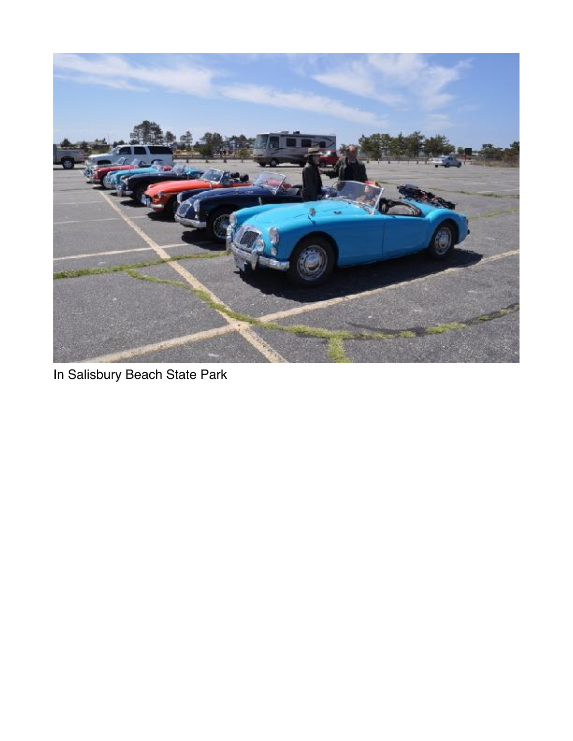In Salisbury Beach State Park